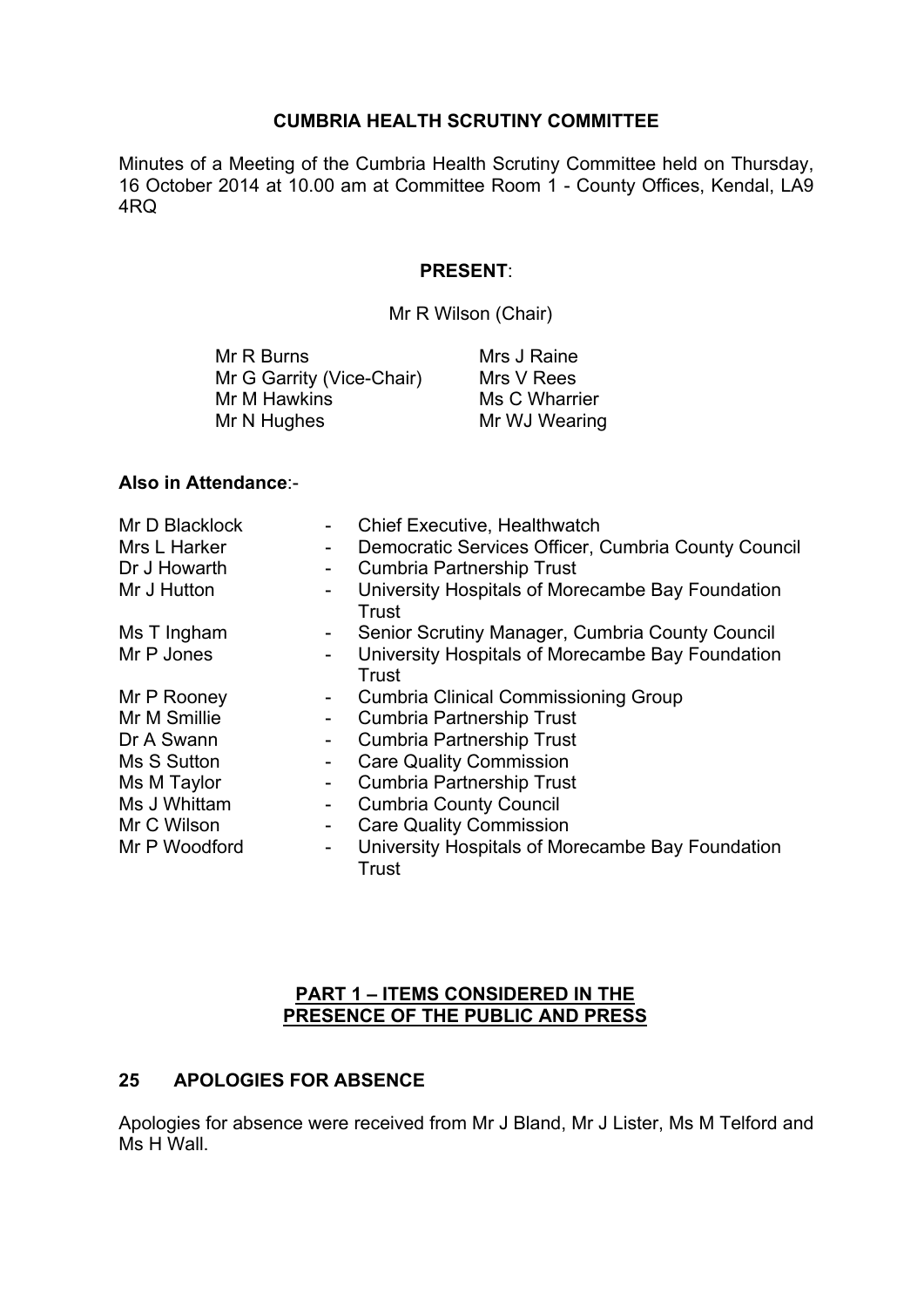# CUMBRIA HEALTH SCRUTINY COMMITTEE

Minutes of a Meeting of the Cumbria Health Scrutiny Committee held on Thursday, 16 October 2014 at 10.00 am at Committee Room 1 - County Offices, Kendal, LA9 4RQ

**PRESENT**:

Mr R Wilson (Chair)

| | |
|---|---|
| Mr R Burns | Mrs J Raine |
| Mr G Garrity (Vice-Chair) | Mrs V Rees |
| Mr M Hawkins | Ms C Wharrier |
| Mr N Hughes | Mr WJ Wearing |

**Also in Attendance**:-

| | | |
|---|---|---|
| Mr D Blacklock | - | Chief Executive, Healthwatch |
| Mrs L Harker | - | Democratic Services Officer, Cumbria County Council |
| Dr J Howarth | - | Cumbria Partnership Trust |
| Mr J Hutton | - | University Hospitals of Morecambe Bay Foundation Trust |
| Ms T Ingham | - | Senior Scrutiny Manager, Cumbria County Council |
| Mr P Jones | - | University Hospitals of Morecambe Bay Foundation Trust |
| Mr P Rooney | - | Cumbria Clinical Commissioning Group |
| Mr M Smillie | - | Cumbria Partnership Trust |
| Dr A Swann | - | Cumbria Partnership Trust |
| Ms S Sutton | - | Care Quality Commission |
| Ms M Taylor | - | Cumbria Partnership Trust |
| Ms J Whittam | - | Cumbria County Council |
| Mr C Wilson | - | Care Quality Commission |
| Mr P Woodford | - | University Hospitals of Morecambe Bay Foundation Trust |

**PART 1 – ITEMS CONSIDERED IN THE PRESENCE OF THE PUBLIC AND PRESS**

## 25 APOLOGIES FOR ABSENCE

Apologies for absence were received from Mr J Bland, Mr J Lister, Ms M Telford and Ms H Wall.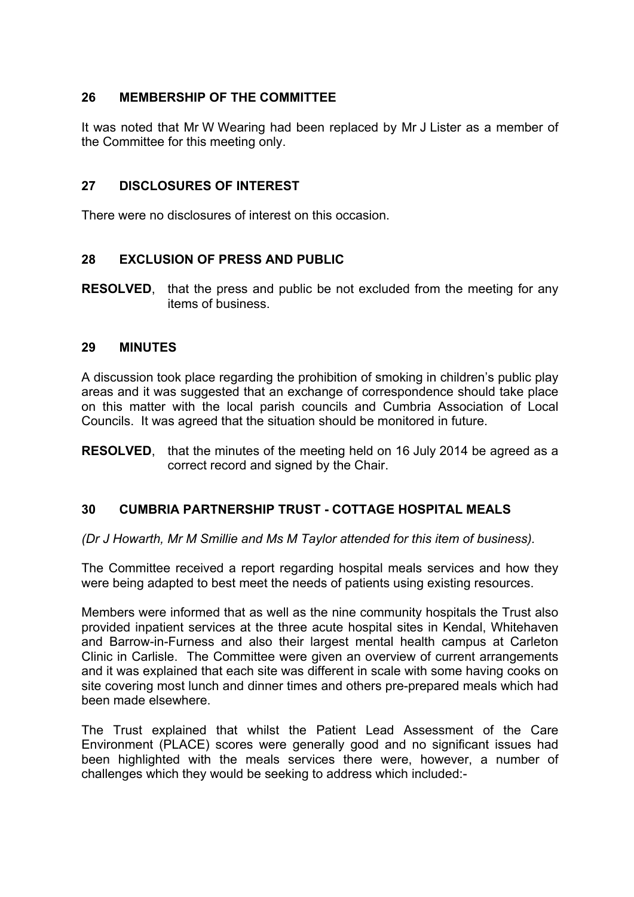## 26 MEMBERSHIP OF THE COMMITTEE

It was noted that Mr W Wearing had been replaced by Mr J Lister as a member of the Committee for this meeting only.

## 27 DISCLOSURES OF INTEREST

There were no disclosures of interest on this occasion.

## 28 EXCLUSION OF PRESS AND PUBLIC

**RESOLVED**, that the press and public be not excluded from the meeting for any items of business.

## 29 MINUTES

A discussion took place regarding the prohibition of smoking in children's public play areas and it was suggested that an exchange of correspondence should take place on this matter with the local parish councils and Cumbria Association of Local Councils. It was agreed that the situation should be monitored in future.

**RESOLVED**, that the minutes of the meeting held on 16 July 2014 be agreed as a correct record and signed by the Chair.

## 30 CUMBRIA PARTNERSHIP TRUST - COTTAGE HOSPITAL MEALS

*(Dr J Howarth, Mr M Smillie and Ms M Taylor attended for this item of business).*

The Committee received a report regarding hospital meals services and how they were being adapted to best meet the needs of patients using existing resources.

Members were informed that as well as the nine community hospitals the Trust also provided inpatient services at the three acute hospital sites in Kendal, Whitehaven and Barrow-in-Furness and also their largest mental health campus at Carleton Clinic in Carlisle. The Committee were given an overview of current arrangements and it was explained that each site was different in scale with some having cooks on site covering most lunch and dinner times and others pre-prepared meals which had been made elsewhere.

The Trust explained that whilst the Patient Lead Assessment of the Care Environment (PLACE) scores were generally good and no significant issues had been highlighted with the meals services there were, however, a number of challenges which they would be seeking to address which included:-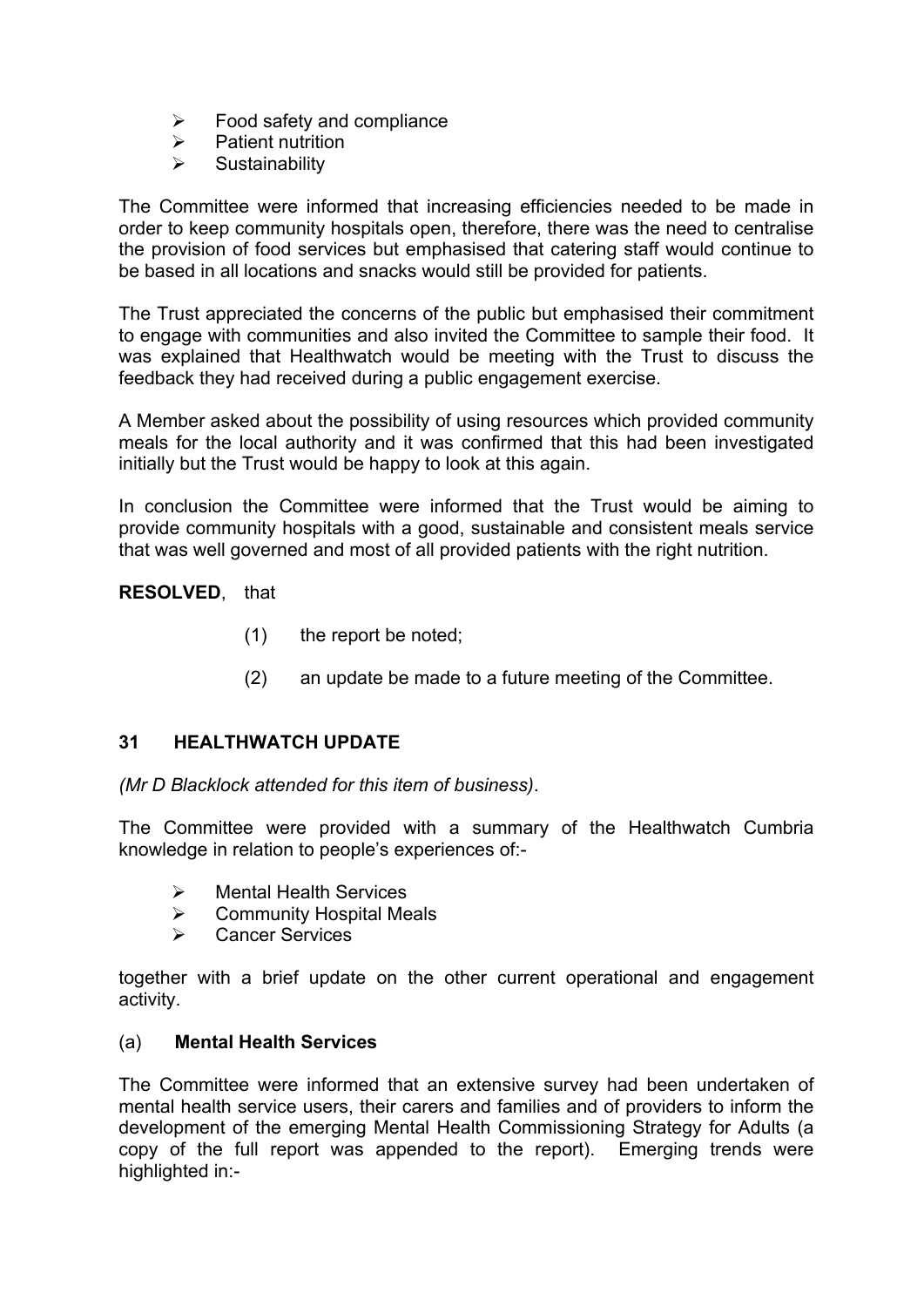- Food safety and compliance
- Patient nutrition
- Sustainability

The Committee were informed that increasing efficiencies needed to be made in order to keep community hospitals open, therefore, there was the need to centralise the provision of food services but emphasised that catering staff would continue to be based in all locations and snacks would still be provided for patients.

The Trust appreciated the concerns of the public but emphasised their commitment to engage with communities and also invited the Committee to sample their food. It was explained that Healthwatch would be meeting with the Trust to discuss the feedback they had received during a public engagement exercise.

A Member asked about the possibility of using resources which provided community meals for the local authority and it was confirmed that this had been investigated initially but the Trust would be happy to look at this again.

In conclusion the Committee were informed that the Trust would be aiming to provide community hospitals with a good, sustainable and consistent meals service that was well governed and most of all provided patients with the right nutrition.

**RESOLVED**, that

(1) the report be noted;

(2) an update be made to a future meeting of the Committee.

## 31 HEALTHWATCH UPDATE

*(Mr D Blacklock attended for this item of business)*.

The Committee were provided with a summary of the Healthwatch Cumbria knowledge in relation to people's experiences of:-

- Mental Health Services
- Community Hospital Meals
- Cancer Services

together with a brief update on the other current operational and engagement activity.

(a) **Mental Health Services**

The Committee were informed that an extensive survey had been undertaken of mental health service users, their carers and families and of providers to inform the development of the emerging Mental Health Commissioning Strategy for Adults (a copy of the full report was appended to the report). Emerging trends were highlighted in:-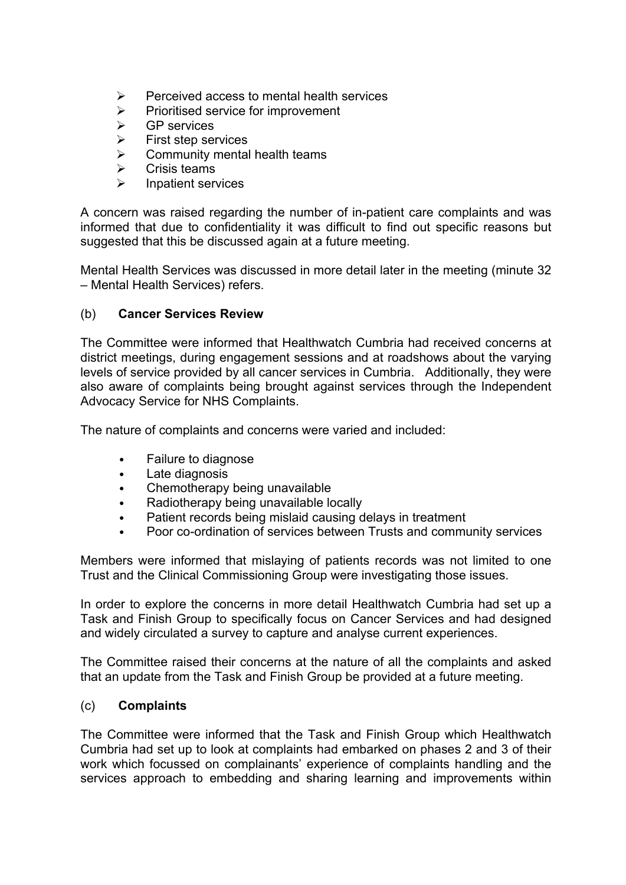- Perceived access to mental health services
- Prioritised service for improvement
- GP services
- First step services
- Community mental health teams
- Crisis teams
- Inpatient services

A concern was raised regarding the number of in-patient care complaints and was informed that due to confidentiality it was difficult to find out specific reasons but suggested that this be discussed again at a future meeting.

Mental Health Services was discussed in more detail later in the meeting (minute 32 – Mental Health Services) refers.

(b) **Cancer Services Review**

The Committee were informed that Healthwatch Cumbria had received concerns at district meetings, during engagement sessions and at roadshows about the varying levels of service provided by all cancer services in Cumbria. Additionally, they were also aware of complaints being brought against services through the Independent Advocacy Service for NHS Complaints.

The nature of complaints and concerns were varied and included:

- Failure to diagnose
- Late diagnosis
- Chemotherapy being unavailable
- Radiotherapy being unavailable locally
- Patient records being mislaid causing delays in treatment
- Poor co-ordination of services between Trusts and community services

Members were informed that mislaying of patients records was not limited to one Trust and the Clinical Commissioning Group were investigating those issues.

In order to explore the concerns in more detail Healthwatch Cumbria had set up a Task and Finish Group to specifically focus on Cancer Services and had designed and widely circulated a survey to capture and analyse current experiences.

The Committee raised their concerns at the nature of all the complaints and asked that an update from the Task and Finish Group be provided at a future meeting.

(c) **Complaints**

The Committee were informed that the Task and Finish Group which Healthwatch Cumbria had set up to look at complaints had embarked on phases 2 and 3 of their work which focussed on complainants' experience of complaints handling and the services approach to embedding and sharing learning and improvements within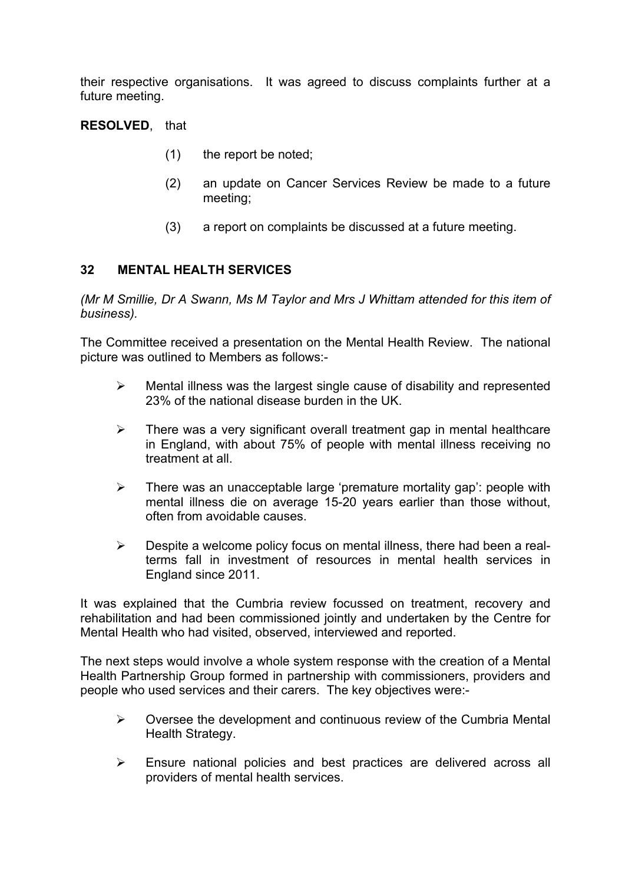their respective organisations. It was agreed to discuss complaints further at a future meeting.

**RESOLVED**, that

(1) the report be noted;

(2) an update on Cancer Services Review be made to a future meeting;

(3) a report on complaints be discussed at a future meeting.

## 32 MENTAL HEALTH SERVICES

*(Mr M Smillie, Dr A Swann, Ms M Taylor and Mrs J Whittam attended for this item of business).*

The Committee received a presentation on the Mental Health Review. The national picture was outlined to Members as follows:-

- Mental illness was the largest single cause of disability and represented 23% of the national disease burden in the UK.
- There was a very significant overall treatment gap in mental healthcare in England, with about 75% of people with mental illness receiving no treatment at all.
- There was an unacceptable large 'premature mortality gap': people with mental illness die on average 15-20 years earlier than those without, often from avoidable causes.
- Despite a welcome policy focus on mental illness, there had been a real-terms fall in investment of resources in mental health services in England since 2011.

It was explained that the Cumbria review focussed on treatment, recovery and rehabilitation and had been commissioned jointly and undertaken by the Centre for Mental Health who had visited, observed, interviewed and reported.

The next steps would involve a whole system response with the creation of a Mental Health Partnership Group formed in partnership with commissioners, providers and people who used services and their carers. The key objectives were:-

- Oversee the development and continuous review of the Cumbria Mental Health Strategy.
- Ensure national policies and best practices are delivered across all providers of mental health services.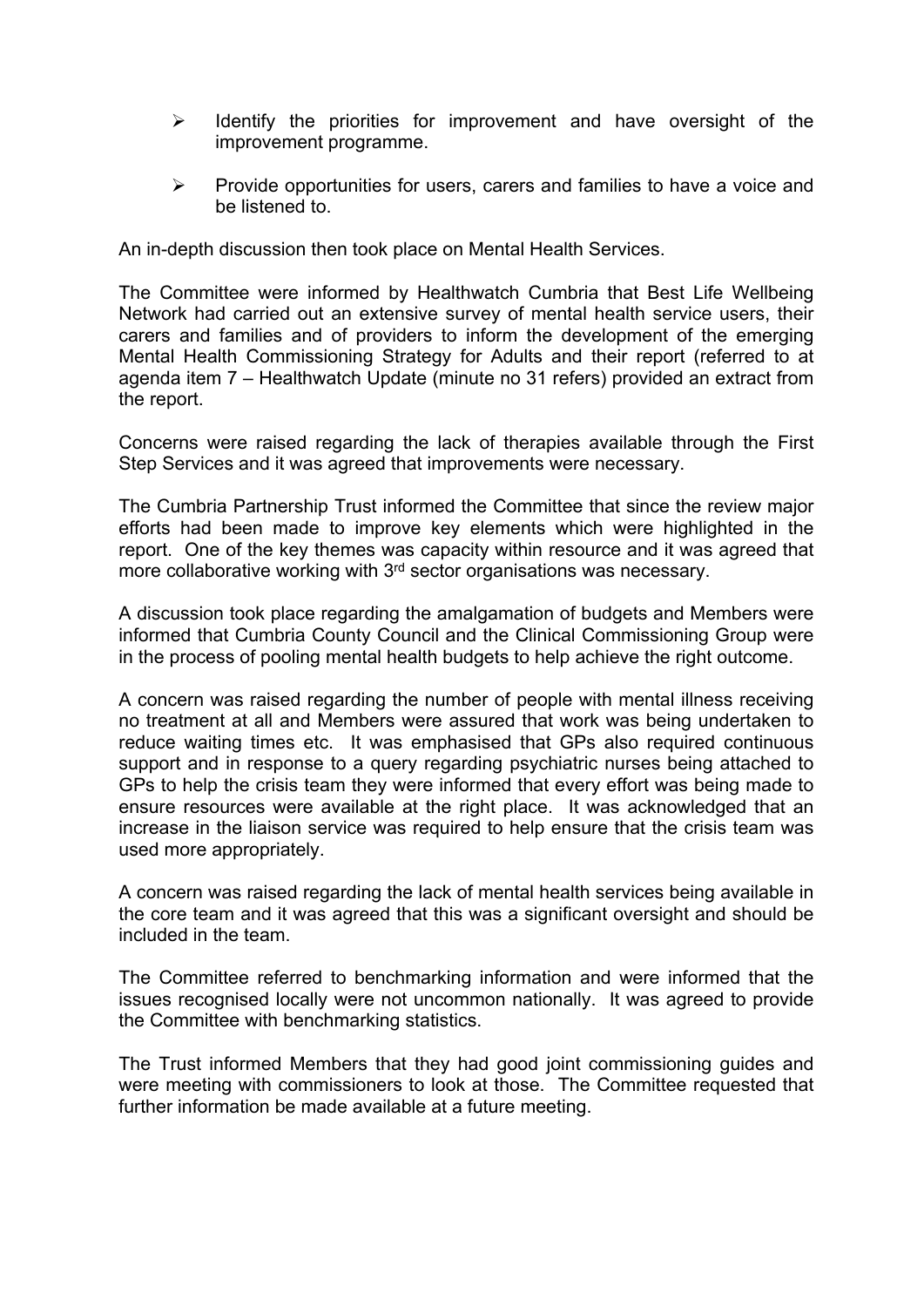- Identify the priorities for improvement and have oversight of the improvement programme.

- Provide opportunities for users, carers and families to have a voice and be listened to.

An in-depth discussion then took place on Mental Health Services.

The Committee were informed by Healthwatch Cumbria that Best Life Wellbeing Network had carried out an extensive survey of mental health service users, their carers and families and of providers to inform the development of the emerging Mental Health Commissioning Strategy for Adults and their report (referred to at agenda item 7 – Healthwatch Update (minute no 31 refers) provided an extract from the report.

Concerns were raised regarding the lack of therapies available through the First Step Services and it was agreed that improvements were necessary.

The Cumbria Partnership Trust informed the Committee that since the review major efforts had been made to improve key elements which were highlighted in the report. One of the key themes was capacity within resource and it was agreed that more collaborative working with 3rd sector organisations was necessary.

A discussion took place regarding the amalgamation of budgets and Members were informed that Cumbria County Council and the Clinical Commissioning Group were in the process of pooling mental health budgets to help achieve the right outcome.

A concern was raised regarding the number of people with mental illness receiving no treatment at all and Members were assured that work was being undertaken to reduce waiting times etc. It was emphasised that GPs also required continuous support and in response to a query regarding psychiatric nurses being attached to GPs to help the crisis team they were informed that every effort was being made to ensure resources were available at the right place. It was acknowledged that an increase in the liaison service was required to help ensure that the crisis team was used more appropriately.

A concern was raised regarding the lack of mental health services being available in the core team and it was agreed that this was a significant oversight and should be included in the team.

The Committee referred to benchmarking information and were informed that the issues recognised locally were not uncommon nationally. It was agreed to provide the Committee with benchmarking statistics.

The Trust informed Members that they had good joint commissioning guides and were meeting with commissioners to look at those. The Committee requested that further information be made available at a future meeting.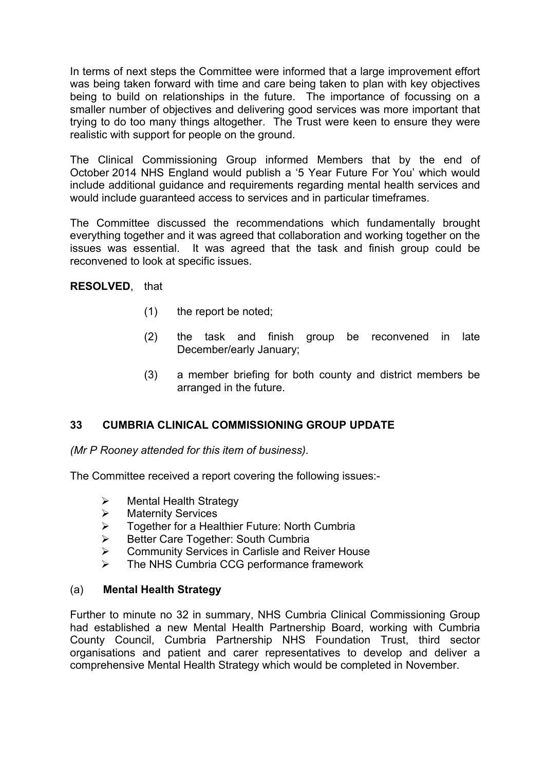In terms of next steps the Committee were informed that a large improvement effort was being taken forward with time and care being taken to plan with key objectives being to build on relationships in the future. The importance of focussing on a smaller number of objectives and delivering good services was more important that trying to do too many things altogether. The Trust were keen to ensure they were realistic with support for people on the ground.

The Clinical Commissioning Group informed Members that by the end of October 2014 NHS England would publish a '5 Year Future For You' which would include additional guidance and requirements regarding mental health services and would include guaranteed access to services and in particular timeframes.

The Committee discussed the recommendations which fundamentally brought everything together and it was agreed that collaboration and working together on the issues was essential. It was agreed that the task and finish group could be reconvened to look at specific issues.

**RESOLVED**, that

(1) the report be noted;

(2) the task and finish group be reconvened in late December/early January;

(3) a member briefing for both county and district members be arranged in the future.

## 33 CUMBRIA CLINICAL COMMISSIONING GROUP UPDATE

*(Mr P Rooney attended for this item of business).*

The Committee received a report covering the following issues:-

- Mental Health Strategy
- Maternity Services
- Together for a Healthier Future: North Cumbria
- Better Care Together: South Cumbria
- Community Services in Carlisle and Reiver House
- The NHS Cumbria CCG performance framework

### (a) Mental Health Strategy

Further to minute no 32 in summary, NHS Cumbria Clinical Commissioning Group had established a new Mental Health Partnership Board, working with Cumbria County Council, Cumbria Partnership NHS Foundation Trust, third sector organisations and patient and carer representatives to develop and deliver a comprehensive Mental Health Strategy which would be completed in November.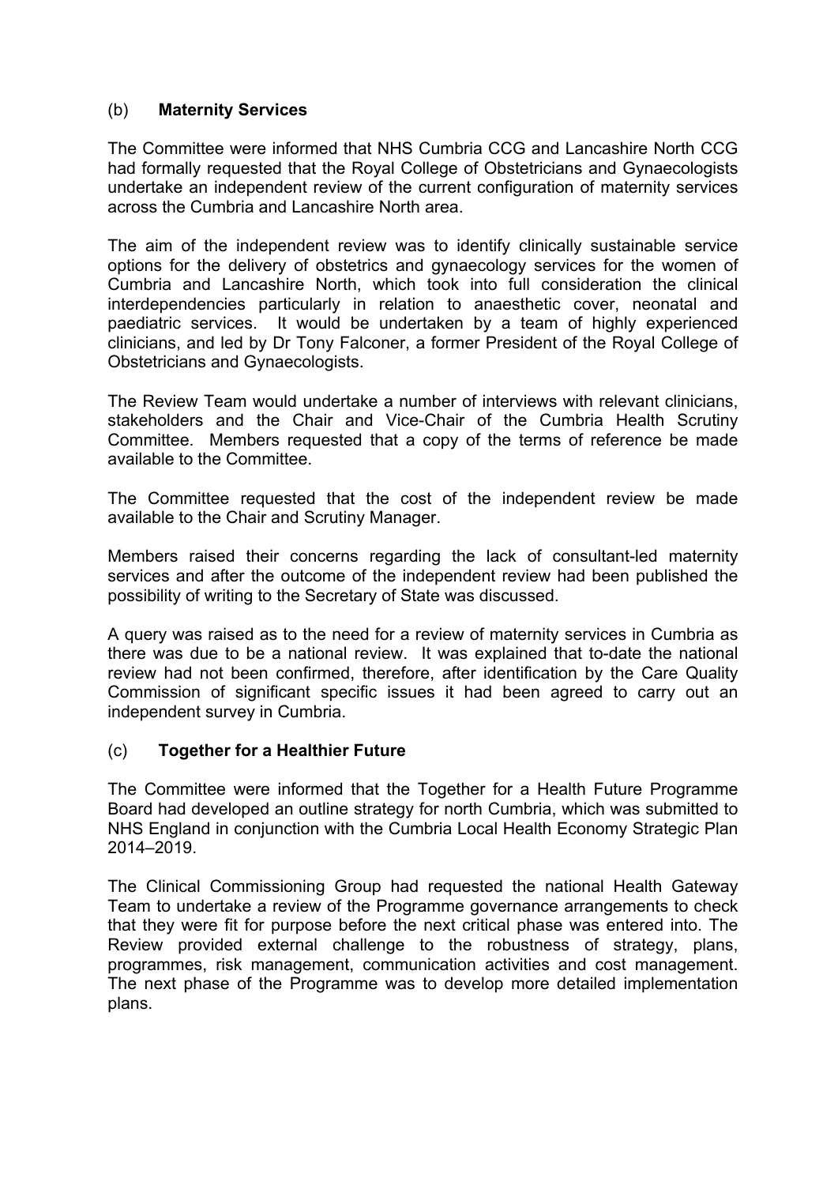## (b) **Maternity Services**

The Committee were informed that NHS Cumbria CCG and Lancashire North CCG had formally requested that the Royal College of Obstetricians and Gynaecologists undertake an independent review of the current configuration of maternity services across the Cumbria and Lancashire North area.

The aim of the independent review was to identify clinically sustainable service options for the delivery of obstetrics and gynaecology services for the women of Cumbria and Lancashire North, which took into full consideration the clinical interdependencies particularly in relation to anaesthetic cover, neonatal and paediatric services. It would be undertaken by a team of highly experienced clinicians, and led by Dr Tony Falconer, a former President of the Royal College of Obstetricians and Gynaecologists.

The Review Team would undertake a number of interviews with relevant clinicians, stakeholders and the Chair and Vice-Chair of the Cumbria Health Scrutiny Committee. Members requested that a copy of the terms of reference be made available to the Committee.

The Committee requested that the cost of the independent review be made available to the Chair and Scrutiny Manager.

Members raised their concerns regarding the lack of consultant-led maternity services and after the outcome of the independent review had been published the possibility of writing to the Secretary of State was discussed.

A query was raised as to the need for a review of maternity services in Cumbria as there was due to be a national review. It was explained that to-date the national review had not been confirmed, therefore, after identification by the Care Quality Commission of significant specific issues it had been agreed to carry out an independent survey in Cumbria.

## (c) **Together for a Healthier Future**

The Committee were informed that the Together for a Health Future Programme Board had developed an outline strategy for north Cumbria, which was submitted to NHS England in conjunction with the Cumbria Local Health Economy Strategic Plan 2014–2019.

The Clinical Commissioning Group had requested the national Health Gateway Team to undertake a review of the Programme governance arrangements to check that they were fit for purpose before the next critical phase was entered into. The Review provided external challenge to the robustness of strategy, plans, programmes, risk management, communication activities and cost management. The next phase of the Programme was to develop more detailed implementation plans.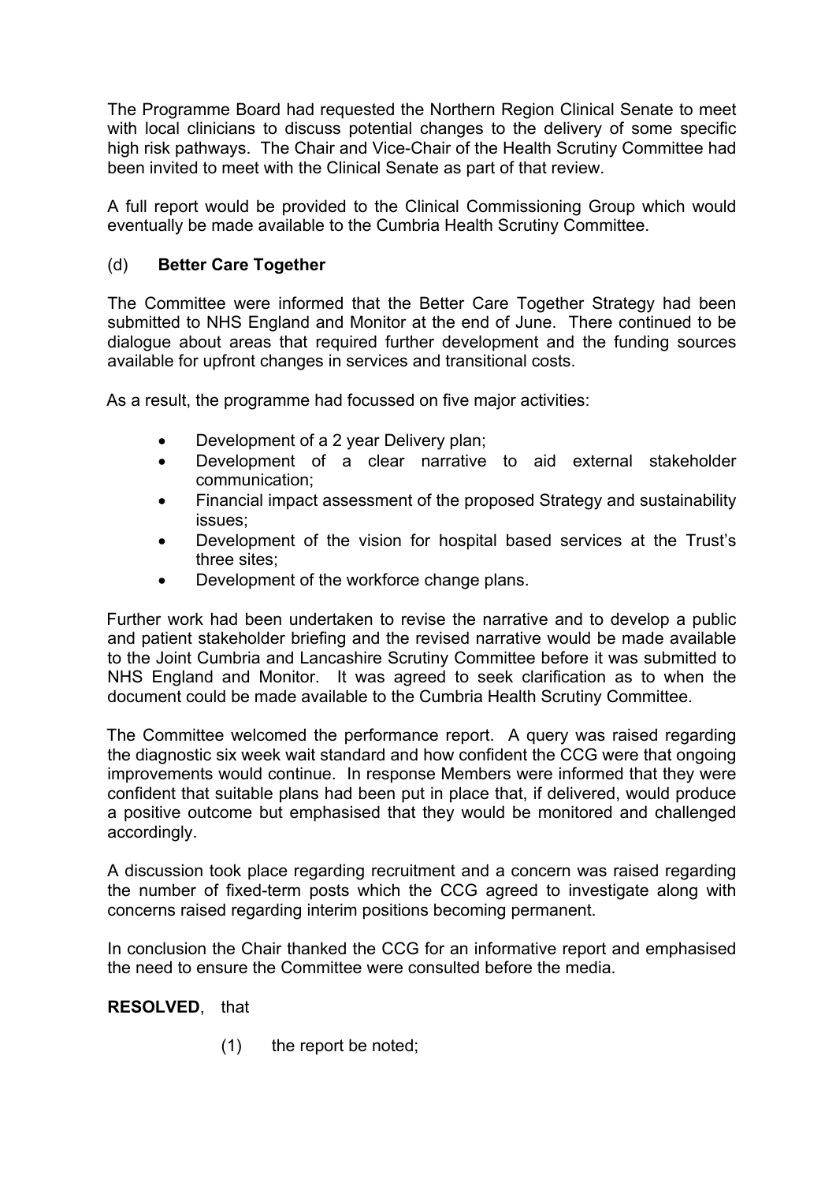The Programme Board had requested the Northern Region Clinical Senate to meet with local clinicians to discuss potential changes to the delivery of some specific high risk pathways. The Chair and Vice-Chair of the Health Scrutiny Committee had been invited to meet with the Clinical Senate as part of that review.

A full report would be provided to the Clinical Commissioning Group which would eventually be made available to the Cumbria Health Scrutiny Committee.

(d) **Better Care Together**

The Committee were informed that the Better Care Together Strategy had been submitted to NHS England and Monitor at the end of June. There continued to be dialogue about areas that required further development and the funding sources available for upfront changes in services and transitional costs.

As a result, the programme had focussed on five major activities:

- Development of a 2 year Delivery plan;
- Development of a clear narrative to aid external stakeholder communication;
- Financial impact assessment of the proposed Strategy and sustainability issues;
- Development of the vision for hospital based services at the Trust's three sites;
- Development of the workforce change plans.

Further work had been undertaken to revise the narrative and to develop a public and patient stakeholder briefing and the revised narrative would be made available to the Joint Cumbria and Lancashire Scrutiny Committee before it was submitted to NHS England and Monitor. It was agreed to seek clarification as to when the document could be made available to the Cumbria Health Scrutiny Committee.

The Committee welcomed the performance report. A query was raised regarding the diagnostic six week wait standard and how confident the CCG were that ongoing improvements would continue. In response Members were informed that they were confident that suitable plans had been put in place that, if delivered, would produce a positive outcome but emphasised that they would be monitored and challenged accordingly.

A discussion took place regarding recruitment and a concern was raised regarding the number of fixed-term posts which the CCG agreed to investigate along with concerns raised regarding interim positions becoming permanent.

In conclusion the Chair thanked the CCG for an informative report and emphasised the need to ensure the Committee were consulted before the media.

**RESOLVED**, that

(1) the report be noted;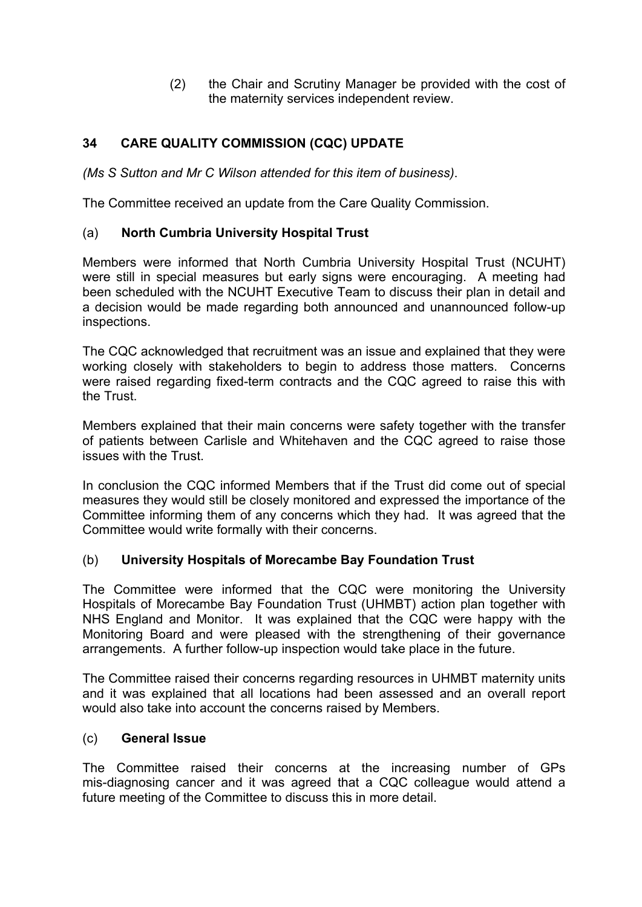(2) the Chair and Scrutiny Manager be provided with the cost of the maternity services independent review.

## 34 CARE QUALITY COMMISSION (CQC) UPDATE

*(Ms S Sutton and Mr C Wilson attended for this item of business).*

The Committee received an update from the Care Quality Commission.

### (a) North Cumbria University Hospital Trust

Members were informed that North Cumbria University Hospital Trust (NCUHT) were still in special measures but early signs were encouraging. A meeting had been scheduled with the NCUHT Executive Team to discuss their plan in detail and a decision would be made regarding both announced and unannounced follow-up inspections.

The CQC acknowledged that recruitment was an issue and explained that they were working closely with stakeholders to begin to address those matters. Concerns were raised regarding fixed-term contracts and the CQC agreed to raise this with the Trust.

Members explained that their main concerns were safety together with the transfer of patients between Carlisle and Whitehaven and the CQC agreed to raise those issues with the Trust.

In conclusion the CQC informed Members that if the Trust did come out of special measures they would still be closely monitored and expressed the importance of the Committee informing them of any concerns which they had. It was agreed that the Committee would write formally with their concerns.

### (b) University Hospitals of Morecambe Bay Foundation Trust

The Committee were informed that the CQC were monitoring the University Hospitals of Morecambe Bay Foundation Trust (UHMBT) action plan together with NHS England and Monitor. It was explained that the CQC were happy with the Monitoring Board and were pleased with the strengthening of their governance arrangements. A further follow-up inspection would take place in the future.

The Committee raised their concerns regarding resources in UHMBT maternity units and it was explained that all locations had been assessed and an overall report would also take into account the concerns raised by Members.

### (c) General Issue

The Committee raised their concerns at the increasing number of GPs mis-diagnosing cancer and it was agreed that a CQC colleague would attend a future meeting of the Committee to discuss this in more detail.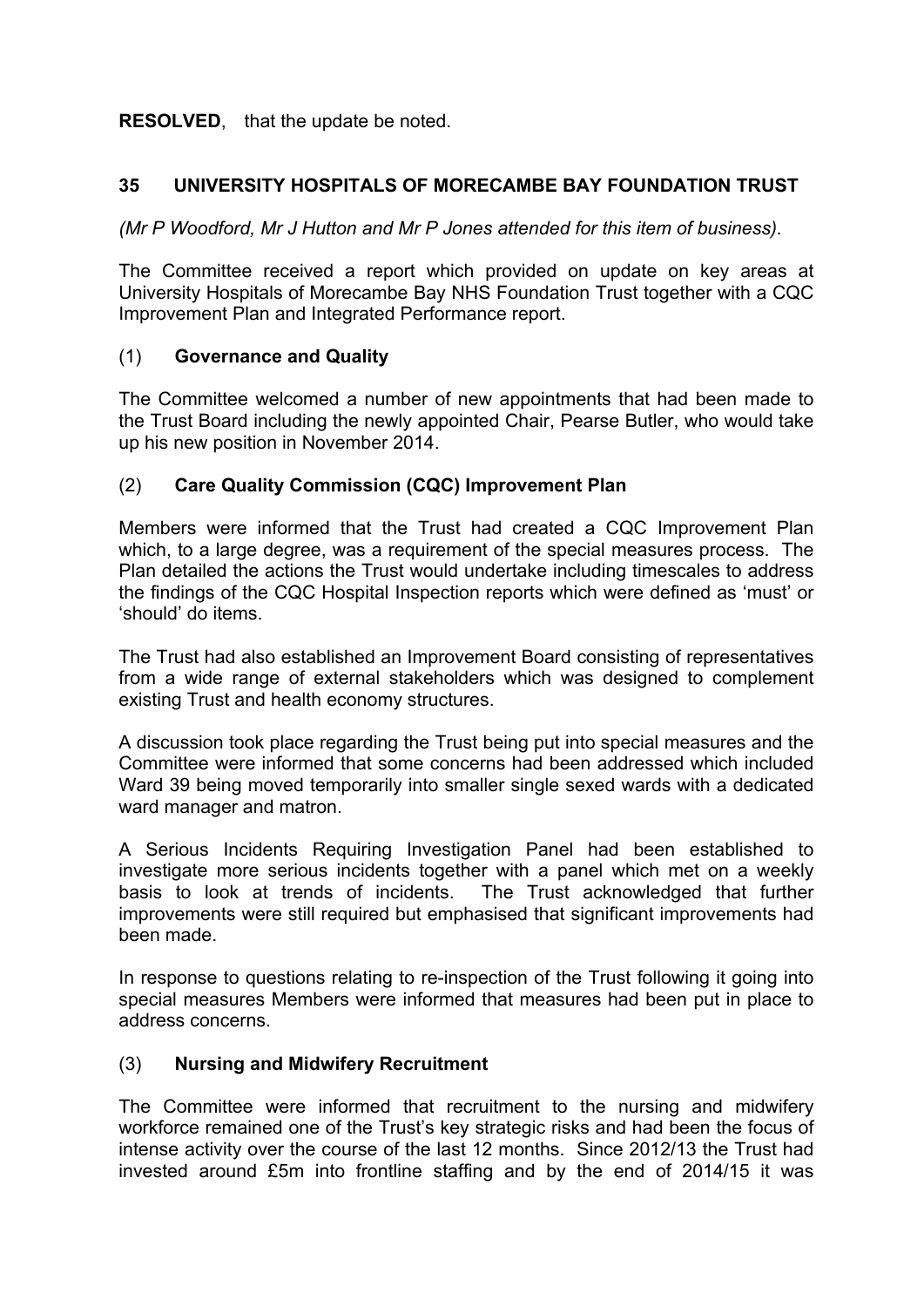**RESOLVED**, that the update be noted.

## 35 UNIVERSITY HOSPITALS OF MORECAMBE BAY FOUNDATION TRUST

*(Mr P Woodford, Mr J Hutton and Mr P Jones attended for this item of business).*

The Committee received a report which provided on update on key areas at University Hospitals of Morecambe Bay NHS Foundation Trust together with a CQC Improvement Plan and Integrated Performance report.

### (1) Governance and Quality

The Committee welcomed a number of new appointments that had been made to the Trust Board including the newly appointed Chair, Pearse Butler, who would take up his new position in November 2014.

### (2) Care Quality Commission (CQC) Improvement Plan

Members were informed that the Trust had created a CQC Improvement Plan which, to a large degree, was a requirement of the special measures process. The Plan detailed the actions the Trust would undertake including timescales to address the findings of the CQC Hospital Inspection reports which were defined as 'must' or 'should' do items.

The Trust had also established an Improvement Board consisting of representatives from a wide range of external stakeholders which was designed to complement existing Trust and health economy structures.

A discussion took place regarding the Trust being put into special measures and the Committee were informed that some concerns had been addressed which included Ward 39 being moved temporarily into smaller single sexed wards with a dedicated ward manager and matron.

A Serious Incidents Requiring Investigation Panel had been established to investigate more serious incidents together with a panel which met on a weekly basis to look at trends of incidents. The Trust acknowledged that further improvements were still required but emphasised that significant improvements had been made.

In response to questions relating to re-inspection of the Trust following it going into special measures Members were informed that measures had been put in place to address concerns.

### (3) Nursing and Midwifery Recruitment

The Committee were informed that recruitment to the nursing and midwifery workforce remained one of the Trust's key strategic risks and had been the focus of intense activity over the course of the last 12 months. Since 2012/13 the Trust had invested around £5m into frontline staffing and by the end of 2014/15 it was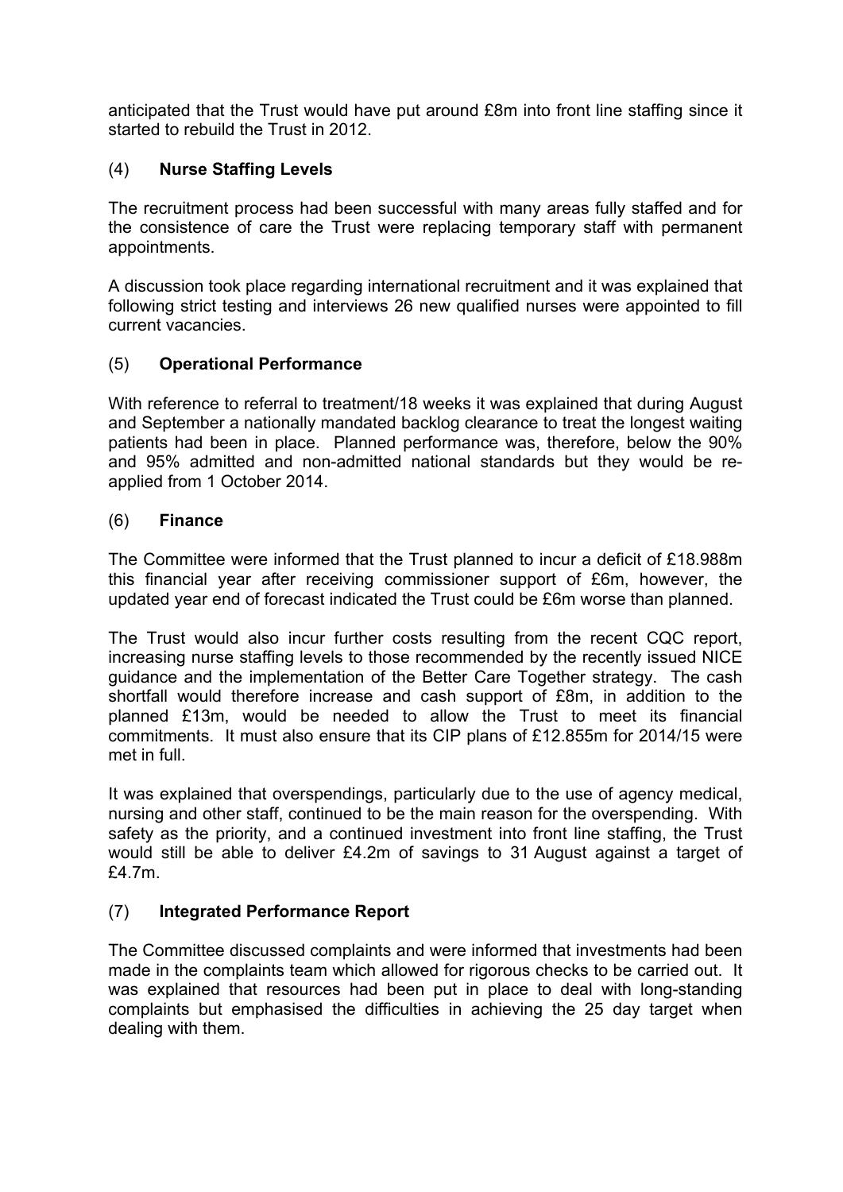anticipated that the Trust would have put around £8m into front line staffing since it started to rebuild the Trust in 2012.

(4) **Nurse Staffing Levels**

The recruitment process had been successful with many areas fully staffed and for the consistence of care the Trust were replacing temporary staff with permanent appointments.

A discussion took place regarding international recruitment and it was explained that following strict testing and interviews 26 new qualified nurses were appointed to fill current vacancies.

(5) **Operational Performance**

With reference to referral to treatment/18 weeks it was explained that during August and September a nationally mandated backlog clearance to treat the longest waiting patients had been in place. Planned performance was, therefore, below the 90% and 95% admitted and non-admitted national standards but they would be re-applied from 1 October 2014.

(6) **Finance**

The Committee were informed that the Trust planned to incur a deficit of £18.988m this financial year after receiving commissioner support of £6m, however, the updated year end of forecast indicated the Trust could be £6m worse than planned.

The Trust would also incur further costs resulting from the recent CQC report, increasing nurse staffing levels to those recommended by the recently issued NICE guidance and the implementation of the Better Care Together strategy. The cash shortfall would therefore increase and cash support of £8m, in addition to the planned £13m, would be needed to allow the Trust to meet its financial commitments. It must also ensure that its CIP plans of £12.855m for 2014/15 were met in full.

It was explained that overspendings, particularly due to the use of agency medical, nursing and other staff, continued to be the main reason for the overspending. With safety as the priority, and a continued investment into front line staffing, the Trust would still be able to deliver £4.2m of savings to 31 August against a target of £4.7m.

(7) **Integrated Performance Report**

The Committee discussed complaints and were informed that investments had been made in the complaints team which allowed for rigorous checks to be carried out. It was explained that resources had been put in place to deal with long-standing complaints but emphasised the difficulties in achieving the 25 day target when dealing with them.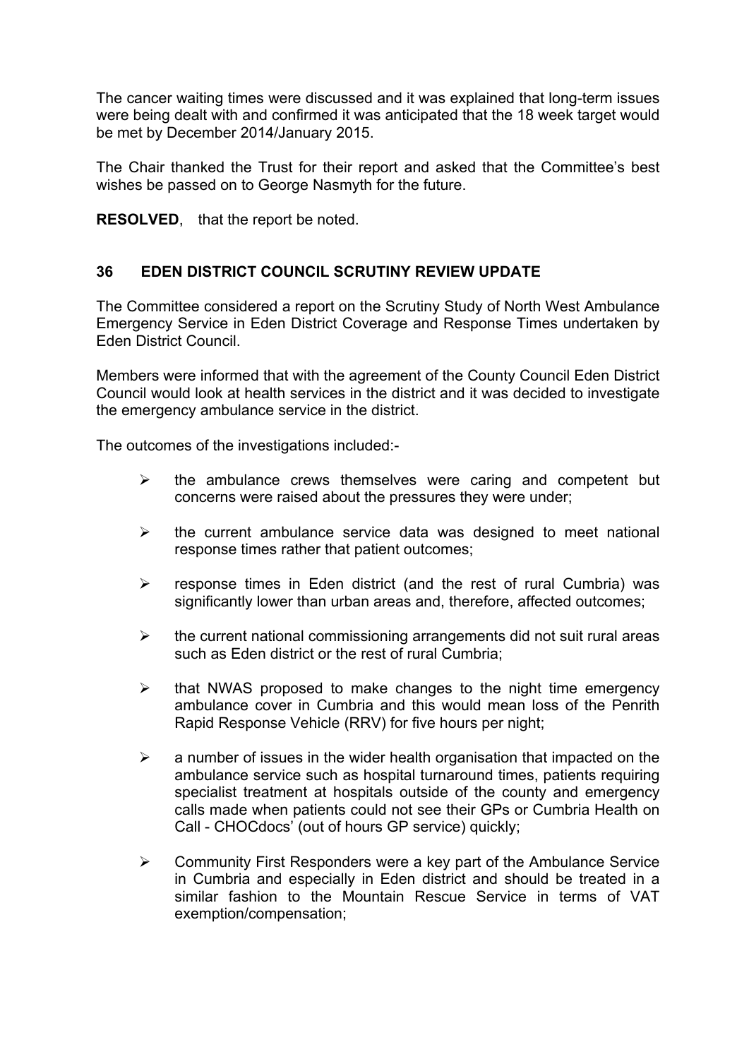The cancer waiting times were discussed and it was explained that long-term issues were being dealt with and confirmed it was anticipated that the 18 week target would be met by December 2014/January 2015.

The Chair thanked the Trust for their report and asked that the Committee's best wishes be passed on to George Nasmyth for the future.

**RESOLVED**, that the report be noted.

### 36 EDEN DISTRICT COUNCIL SCRUTINY REVIEW UPDATE

The Committee considered a report on the Scrutiny Study of North West Ambulance Emergency Service in Eden District Coverage and Response Times undertaken by Eden District Council.

Members were informed that with the agreement of the County Council Eden District Council would look at health services in the district and it was decided to investigate the emergency ambulance service in the district.

The outcomes of the investigations included:-

- the ambulance crews themselves were caring and competent but concerns were raised about the pressures they were under;
- the current ambulance service data was designed to meet national response times rather that patient outcomes;
- response times in Eden district (and the rest of rural Cumbria) was significantly lower than urban areas and, therefore, affected outcomes;
- the current national commissioning arrangements did not suit rural areas such as Eden district or the rest of rural Cumbria;
- that NWAS proposed to make changes to the night time emergency ambulance cover in Cumbria and this would mean loss of the Penrith Rapid Response Vehicle (RRV) for five hours per night;
- a number of issues in the wider health organisation that impacted on the ambulance service such as hospital turnaround times, patients requiring specialist treatment at hospitals outside of the county and emergency calls made when patients could not see their GPs or Cumbria Health on Call - CHOCdocs' (out of hours GP service) quickly;
- Community First Responders were a key part of the Ambulance Service in Cumbria and especially in Eden district and should be treated in a similar fashion to the Mountain Rescue Service in terms of VAT exemption/compensation;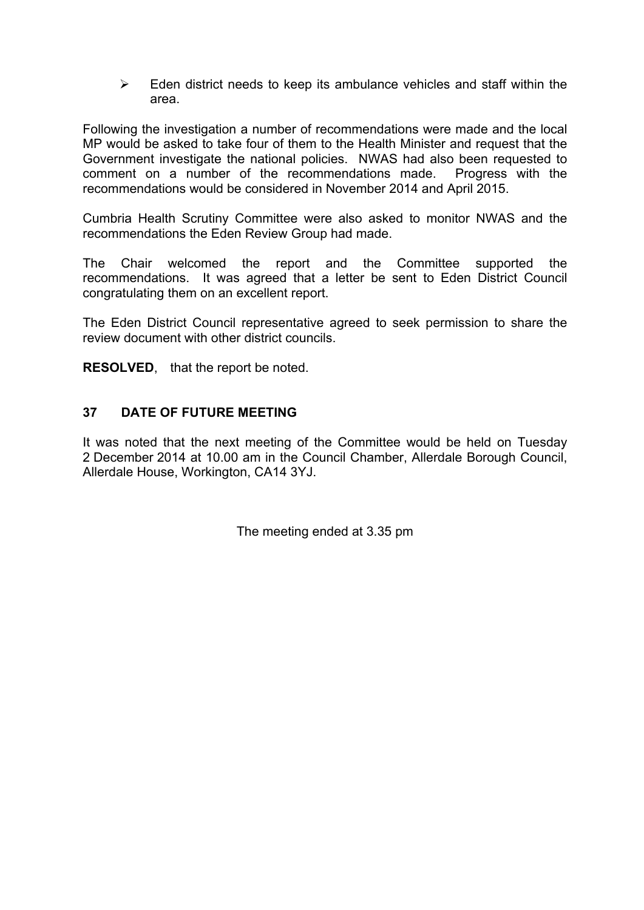- Eden district needs to keep its ambulance vehicles and staff within the area.

Following the investigation a number of recommendations were made and the local MP would be asked to take four of them to the Health Minister and request that the Government investigate the national policies. NWAS had also been requested to comment on a number of the recommendations made. Progress with the recommendations would be considered in November 2014 and April 2015.

Cumbria Health Scrutiny Committee were also asked to monitor NWAS and the recommendations the Eden Review Group had made.

The Chair welcomed the report and the Committee supported the recommendations. It was agreed that a letter be sent to Eden District Council congratulating them on an excellent report.

The Eden District Council representative agreed to seek permission to share the review document with other district councils.

**RESOLVED**, that the report be noted.

## 37 DATE OF FUTURE MEETING

It was noted that the next meeting of the Committee would be held on Tuesday 2 December 2014 at 10.00 am in the Council Chamber, Allerdale Borough Council, Allerdale House, Workington, CA14 3YJ.

The meeting ended at 3.35 pm